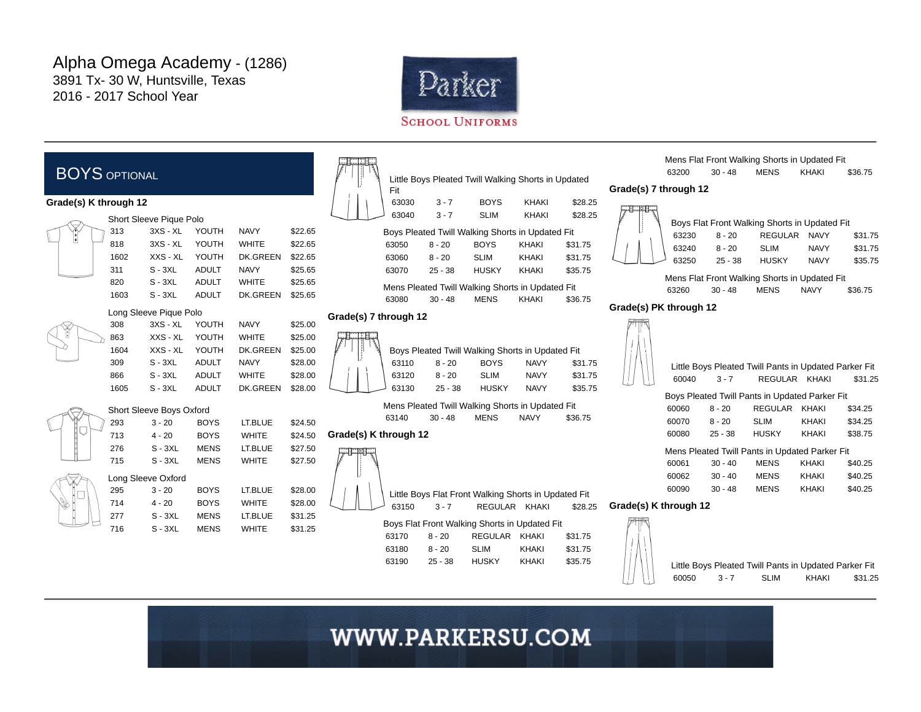# Alpha Omega Academy - (1286)

3891 Tx- 30 W, Huntsville, Texas
2016 - 2017 School Year

Parker School Uniforms

## BOYS OPTIONAL

### Grade(s) K through 12

Short Sleeve Pique Polo

| | | | | |
|---|---|---|---|---|
| 313 | 3XS - XL | YOUTH | NAVY | $22.65 |
| 818 | 3XS - XL | YOUTH | WHITE | $22.65 |
| 1602 | XXS - XL | YOUTH | DK.GREEN | $22.65 |
| 311 | S - 3XL | ADULT | NAVY | $25.65 |
| 820 | S - 3XL | ADULT | WHITE | $25.65 |
| 1603 | S - 3XL | ADULT | DK.GREEN | $25.65 |

Long Sleeve Pique Polo

| | | | | |
|---|---|---|---|---|
| 308 | 3XS - XL | YOUTH | NAVY | $25.00 |
| 863 | XXS - XL | YOUTH | WHITE | $25.00 |
| 1604 | XXS - XL | YOUTH | DK.GREEN | $25.00 |
| 309 | S - 3XL | ADULT | NAVY | $28.00 |
| 866 | S - 3XL | ADULT | WHITE | $28.00 |
| 1605 | S - 3XL | ADULT | DK.GREEN | $28.00 |

Short Sleeve Boys Oxford

| | | | | |
|---|---|---|---|---|
| 293 | 3 - 20 | BOYS | LT.BLUE | $24.50 |
| 713 | 4 - 20 | BOYS | WHITE | $24.50 |
| 276 | S - 3XL | MENS | LT.BLUE | $27.50 |
| 715 | S - 3XL | MENS | WHITE | $27.50 |

Long Sleeve Oxford

| | | | | |
|---|---|---|---|---|
| 295 | 3 - 20 | BOYS | LT.BLUE | $28.00 |
| 714 | 4 - 20 | BOYS | WHITE | $28.00 |
| 277 | S - 3XL | MENS | LT.BLUE | $31.25 |
| 716 | S - 3XL | MENS | WHITE | $31.25 |

Little Boys Pleated Twill Walking Shorts in Updated Fit

| | | | | |
|---|---|---|---|---|
| 63030 | 3 - 7 | BOYS | KHAKI | $28.25 |
| 63040 | 3 - 7 | SLIM | KHAKI | $28.25 |

Boys Pleated Twill Walking Shorts in Updated Fit

| | | | | |
|---|---|---|---|---|
| 63050 | 8 - 20 | BOYS | KHAKI | $31.75 |
| 63060 | 8 - 20 | SLIM | KHAKI | $31.75 |
| 63070 | 25 - 38 | HUSKY | KHAKI | $35.75 |

Mens Pleated Twill Walking Shorts in Updated Fit

| | | | | |
|---|---|---|---|---|
| 63080 | 30 - 48 | MENS | KHAKI | $36.75 |

### Grade(s) 7 through 12

Boys Pleated Twill Walking Shorts in Updated Fit

| | | | | |
|---|---|---|---|---|
| 63110 | 8 - 20 | BOYS | NAVY | $31.75 |
| 63120 | 8 - 20 | SLIM | NAVY | $31.75 |
| 63130 | 25 - 38 | HUSKY | NAVY | $35.75 |

Mens Pleated Twill Walking Shorts in Updated Fit

| | | | | |
|---|---|---|---|---|
| 63140 | 30 - 48 | MENS | NAVY | $36.75 |

### Grade(s) K through 12

Little Boys Flat Front Walking Shorts in Updated Fit

| | | | | |
|---|---|---|---|---|
| 63150 | 3 - 7 | REGULAR | KHAKI | $28.25 |

Boys Flat Front Walking Shorts in Updated Fit

| | | | | |
|---|---|---|---|---|
| 63170 | 8 - 20 | REGULAR | KHAKI | $31.75 |
| 63180 | 8 - 20 | SLIM | KHAKI | $31.75 |
| 63190 | 25 - 38 | HUSKY | KHAKI | $35.75 |

Mens Flat Front Walking Shorts in Updated Fit

| | | | | |
|---|---|---|---|---|
| 63200 | 30 - 48 | MENS | KHAKI | $36.75 |

### Grade(s) 7 through 12

Boys Flat Front Walking Shorts in Updated Fit

| | | | | |
|---|---|---|---|---|
| 63230 | 8 - 20 | REGULAR | NAVY | $31.75 |
| 63240 | 8 - 20 | SLIM | NAVY | $31.75 |
| 63250 | 25 - 38 | HUSKY | NAVY | $35.75 |

Mens Flat Front Walking Shorts in Updated Fit

| | | | | |
|---|---|---|---|---|
| 63260 | 30 - 48 | MENS | NAVY | $36.75 |

### Grade(s) PK through 12

Little Boys Pleated Twill Pants in Updated Parker Fit

| | | | | |
|---|---|---|---|---|
| 60040 | 3 - 7 | REGULAR | KHAKI | $31.25 |

Boys Pleated Twill Pants in Updated Parker Fit

| | | | | |
|---|---|---|---|---|
| 60060 | 8 - 20 | REGULAR | KHAKI | $34.25 |
| 60070 | 8 - 20 | SLIM | KHAKI | $34.25 |
| 60080 | 25 - 38 | HUSKY | KHAKI | $38.75 |

Mens Pleated Twill Pants in Updated Parker Fit

| | | | | |
|---|---|---|---|---|
| 60061 | 30 - 40 | MENS | KHAKI | $40.25 |
| 60062 | 30 - 40 | MENS | KHAKI | $40.25 |
| 60090 | 30 - 48 | MENS | KHAKI | $40.25 |

### Grade(s) K through 12

Little Boys Pleated Twill Pants in Updated Parker Fit

| | | | | |
|---|---|---|---|---|
| 60050 | 3 - 7 | SLIM | KHAKI | $31.25 |

WWW.PARKERSU.COM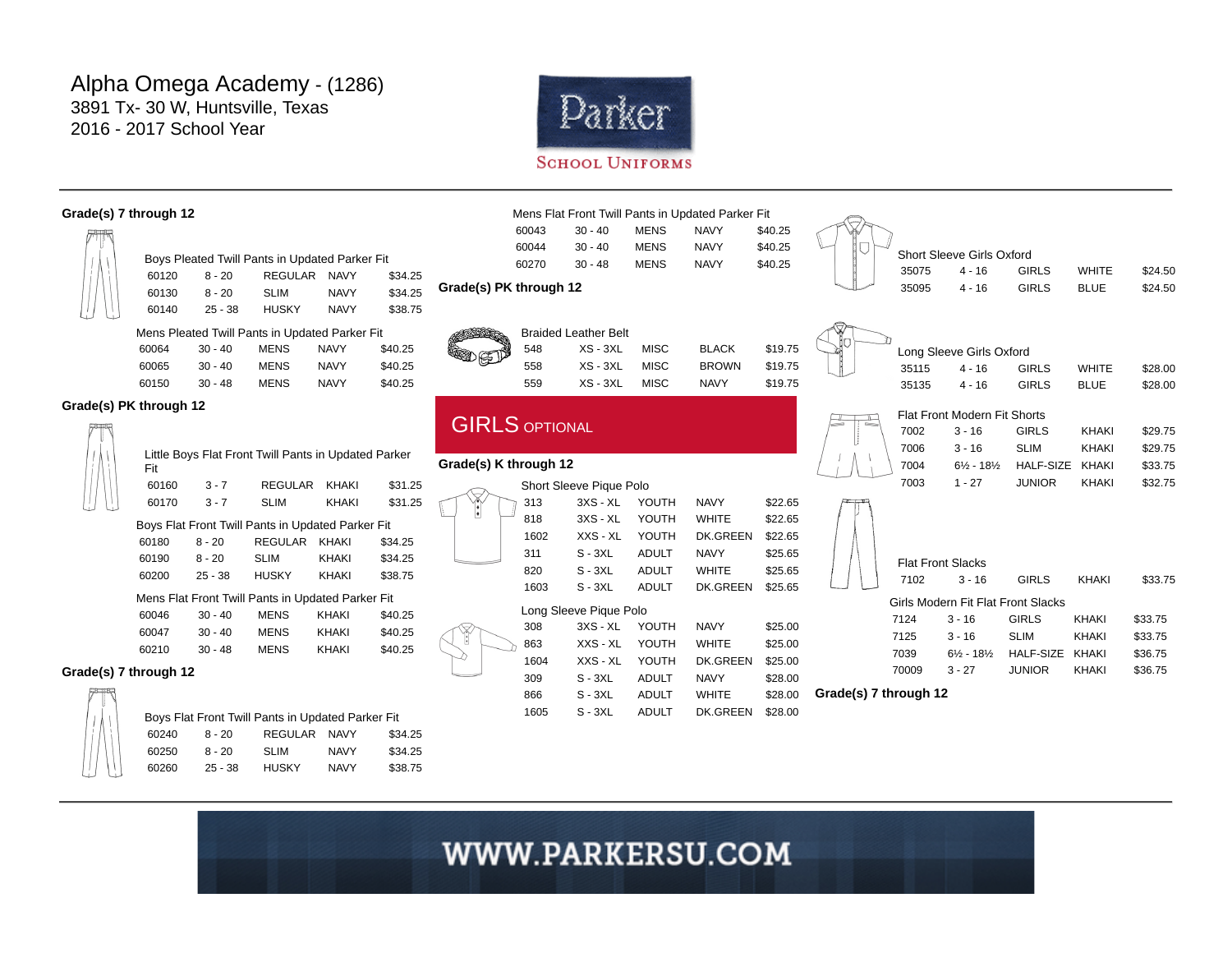# Alpha Omega Academy - (1286)

3891 Tx- 30 W, Huntsville, Texas
2016 - 2017 School Year

Parker School Uniforms

### Grade(s) 7 through 12

Boys Pleated Twill Pants in Updated Parker Fit

| | | | | |
|---|---|---|---|---|
| 60120 | 8 - 20 | REGULAR | NAVY | $34.25 |
| 60130 | 8 - 20 | SLIM | NAVY | $34.25 |
| 60140 | 25 - 38 | HUSKY | NAVY | $38.75 |

Mens Pleated Twill Pants in Updated Parker Fit

| | | | | |
|---|---|---|---|---|
| 60064 | 30 - 40 | MENS | NAVY | $40.25 |
| 60065 | 30 - 40 | MENS | NAVY | $40.25 |
| 60150 | 30 - 48 | MENS | NAVY | $40.25 |

### Grade(s) PK through 12

Little Boys Flat Front Twill Pants in Updated Parker Fit

| | | | | |
|---|---|---|---|---|
| 60160 | 3 - 7 | REGULAR | KHAKI | $31.25 |
| 60170 | 3 - 7 | SLIM | KHAKI | $31.25 |

Boys Flat Front Twill Pants in Updated Parker Fit

| | | | | |
|---|---|---|---|---|
| 60180 | 8 - 20 | REGULAR | KHAKI | $34.25 |
| 60190 | 8 - 20 | SLIM | KHAKI | $34.25 |
| 60200 | 25 - 38 | HUSKY | KHAKI | $38.75 |

Mens Flat Front Twill Pants in Updated Parker Fit

| | | | | |
|---|---|---|---|---|
| 60046 | 30 - 40 | MENS | KHAKI | $40.25 |
| 60047 | 30 - 40 | MENS | KHAKI | $40.25 |
| 60210 | 30 - 48 | MENS | KHAKI | $40.25 |

### Grade(s) 7 through 12

Boys Flat Front Twill Pants in Updated Parker Fit

| | | | | |
|---|---|---|---|---|
| 60240 | 8 - 20 | REGULAR | NAVY | $34.25 |
| 60250 | 8 - 20 | SLIM | NAVY | $34.25 |
| 60260 | 25 - 38 | HUSKY | NAVY | $38.75 |

Mens Flat Front Twill Pants in Updated Parker Fit

| | | | | |
|---|---|---|---|---|
| 60043 | 30 - 40 | MENS | NAVY | $40.25 |
| 60044 | 30 - 40 | MENS | NAVY | $40.25 |
| 60270 | 30 - 48 | MENS | NAVY | $40.25 |

### Grade(s) PK through 12

Braided Leather Belt

| | | | | |
|---|---|---|---|---|
| 548 | XS - 3XL | MISC | BLACK | $19.75 |
| 558 | XS - 3XL | MISC | BROWN | $19.75 |
| 559 | XS - 3XL | MISC | NAVY | $19.75 |

## GIRLS OPTIONAL

### Grade(s) K through 12

Short Sleeve Pique Polo

| | | | | |
|---|---|---|---|---|
| 313 | 3XS - XL | YOUTH | NAVY | $22.65 |
| 818 | 3XS - XL | YOUTH | WHITE | $22.65 |
| 1602 | XXS - XL | YOUTH | DK.GREEN | $22.65 |
| 311 | S - 3XL | ADULT | NAVY | $25.65 |
| 820 | S - 3XL | ADULT | WHITE | $25.65 |
| 1603 | S - 3XL | ADULT | DK.GREEN | $25.65 |

Long Sleeve Pique Polo

| | | | | |
|---|---|---|---|---|
| 308 | 3XS - XL | YOUTH | NAVY | $25.00 |
| 863 | XXS - XL | YOUTH | WHITE | $25.00 |
| 1604 | XXS - XL | YOUTH | DK.GREEN | $25.00 |
| 309 | S - 3XL | ADULT | NAVY | $28.00 |
| 866 | S - 3XL | ADULT | WHITE | $28.00 |
| 1605 | S - 3XL | ADULT | DK.GREEN | $28.00 |

Short Sleeve Girls Oxford

| | | | | |
|---|---|---|---|---|
| 35075 | 4 - 16 | GIRLS | WHITE | $24.50 |
| 35095 | 4 - 16 | GIRLS | BLUE | $24.50 |

Long Sleeve Girls Oxford

| | | | | |
|---|---|---|---|---|
| 35115 | 4 - 16 | GIRLS | WHITE | $28.00 |
| 35135 | 4 - 16 | GIRLS | BLUE | $28.00 |

Flat Front Modern Fit Shorts

| | | | | |
|---|---|---|---|---|
| 7002 | 3 - 16 | GIRLS | KHAKI | $29.75 |
| 7006 | 3 - 16 | SLIM | KHAKI | $29.75 |
| 7004 | 6½ - 18½ | HALF-SIZE | KHAKI | $33.75 |
| 7003 | 1 - 27 | JUNIOR | KHAKI | $32.75 |

Flat Front Slacks

| | | | | |
|---|---|---|---|---|
| 7102 | 3 - 16 | GIRLS | KHAKI | $33.75 |

Girls Modern Fit Flat Front Slacks

| | | | | |
|---|---|---|---|---|
| 7124 | 3 - 16 | GIRLS | KHAKI | $33.75 |
| 7125 | 3 - 16 | SLIM | KHAKI | $33.75 |
| 7039 | 6½ - 18½ | HALF-SIZE | KHAKI | $36.75 |
| 70009 | 3 - 27 | JUNIOR | KHAKI | $36.75 |

### Grade(s) 7 through 12

WWW.PARKERSU.COM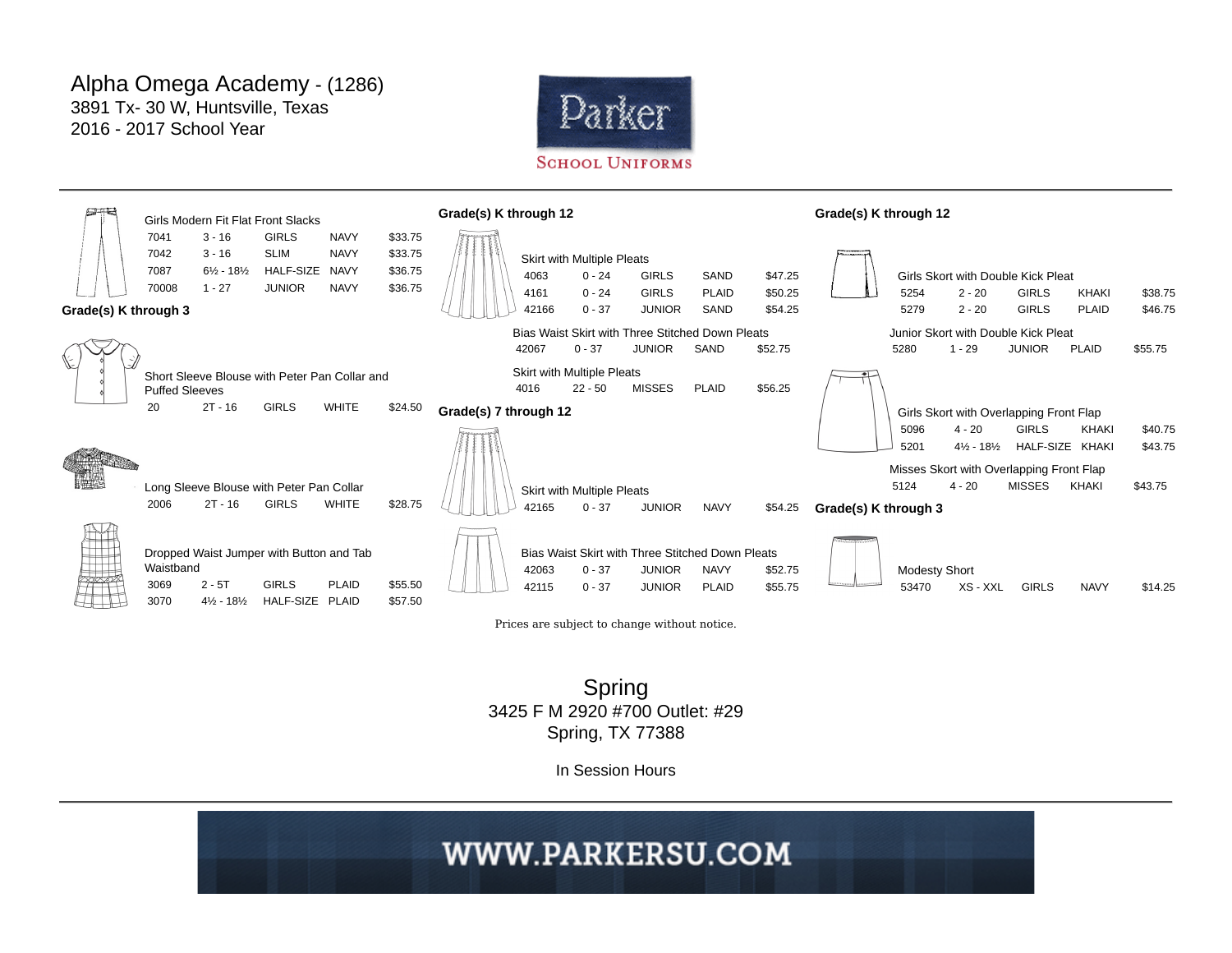# Alpha Omega Academy - (1286)

3891 Tx- 30 W, Huntsville, Texas
2016 - 2017 School Year

Parker
SCHOOL UNIFORMS

Girls Modern Fit Flat Front Slacks

| | | | | |
|---|---|---|---|---|
| 7041 | 3 - 16 | GIRLS | NAVY | $33.75 |
| 7042 | 3 - 16 | SLIM | NAVY | $33.75 |
| 7087 | 6½ - 18½ | HALF-SIZE | NAVY | $36.75 |
| 70008 | 1 - 27 | JUNIOR | NAVY | $36.75 |

### Grade(s) K through 3

Short Sleeve Blouse with Peter Pan Collar and Puffed Sleeves

| | | | | |
|---|---|---|---|---|
| 20 | 2T - 16 | GIRLS | WHITE | $24.50 |

Long Sleeve Blouse with Peter Pan Collar

| | | | | |
|---|---|---|---|---|
| 2006 | 2T - 16 | GIRLS | WHITE | $28.75 |

Dropped Waist Jumper with Button and Tab Waistband

| | | | | |
|---|---|---|---|---|
| 3069 | 2 - 5T | GIRLS | PLAID | $55.50 |
| 3070 | 4½ - 18½ | HALF-SIZE | PLAID | $57.50 |

### Grade(s) K through 12

Skirt with Multiple Pleats

| | | | | |
|---|---|---|---|---|
| 4063 | 0 - 24 | GIRLS | SAND | $47.25 |
| 4161 | 0 - 24 | GIRLS | PLAID | $50.25 |
| 42166 | 0 - 37 | JUNIOR | SAND | $54.25 |

Bias Waist Skirt with Three Stitched Down Pleats

| | | | | |
|---|---|---|---|---|
| 42067 | 0 - 37 | JUNIOR | SAND | $52.75 |

Skirt with Multiple Pleats

| | | | | |
|---|---|---|---|---|
| 4016 | 22 - 50 | MISSES | PLAID | $56.25 |

### Grade(s) 7 through 12

Skirt with Multiple Pleats

| | | | | |
|---|---|---|---|---|
| 42165 | 0 - 37 | JUNIOR | NAVY | $54.25 |

Bias Waist Skirt with Three Stitched Down Pleats

| | | | | |
|---|---|---|---|---|
| 42063 | 0 - 37 | JUNIOR | NAVY | $52.75 |
| 42115 | 0 - 37 | JUNIOR | PLAID | $55.75 |

### Grade(s) K through 12

Girls Skort with Double Kick Pleat

| | | | | |
|---|---|---|---|---|
| 5254 | 2 - 20 | GIRLS | KHAKI | $38.75 |
| 5279 | 2 - 20 | GIRLS | PLAID | $46.75 |

Junior Skort with Double Kick Pleat

| | | | | |
|---|---|---|---|---|
| 5280 | 1 - 29 | JUNIOR | PLAID | $55.75 |

Girls Skort with Overlapping Front Flap

| | | | | |
|---|---|---|---|---|
| 5096 | 4 - 20 | GIRLS | KHAKI | $40.75 |
| 5201 | 4½ - 18½ | HALF-SIZE | KHAKI | $43.75 |

Misses Skort with Overlapping Front Flap

| | | | | |
|---|---|---|---|---|
| 5124 | 4 - 20 | MISSES | KHAKI | $43.75 |

### Grade(s) K through 3

Modesty Short

| | | | | |
|---|---|---|---|---|
| 53470 | XS - XXL | GIRLS | NAVY | $14.25 |

Prices are subject to change without notice.

## Spring

3425 F M 2920 #700 Outlet: #29
Spring, TX 77388

In Session Hours

WWW.PARKERSU.COM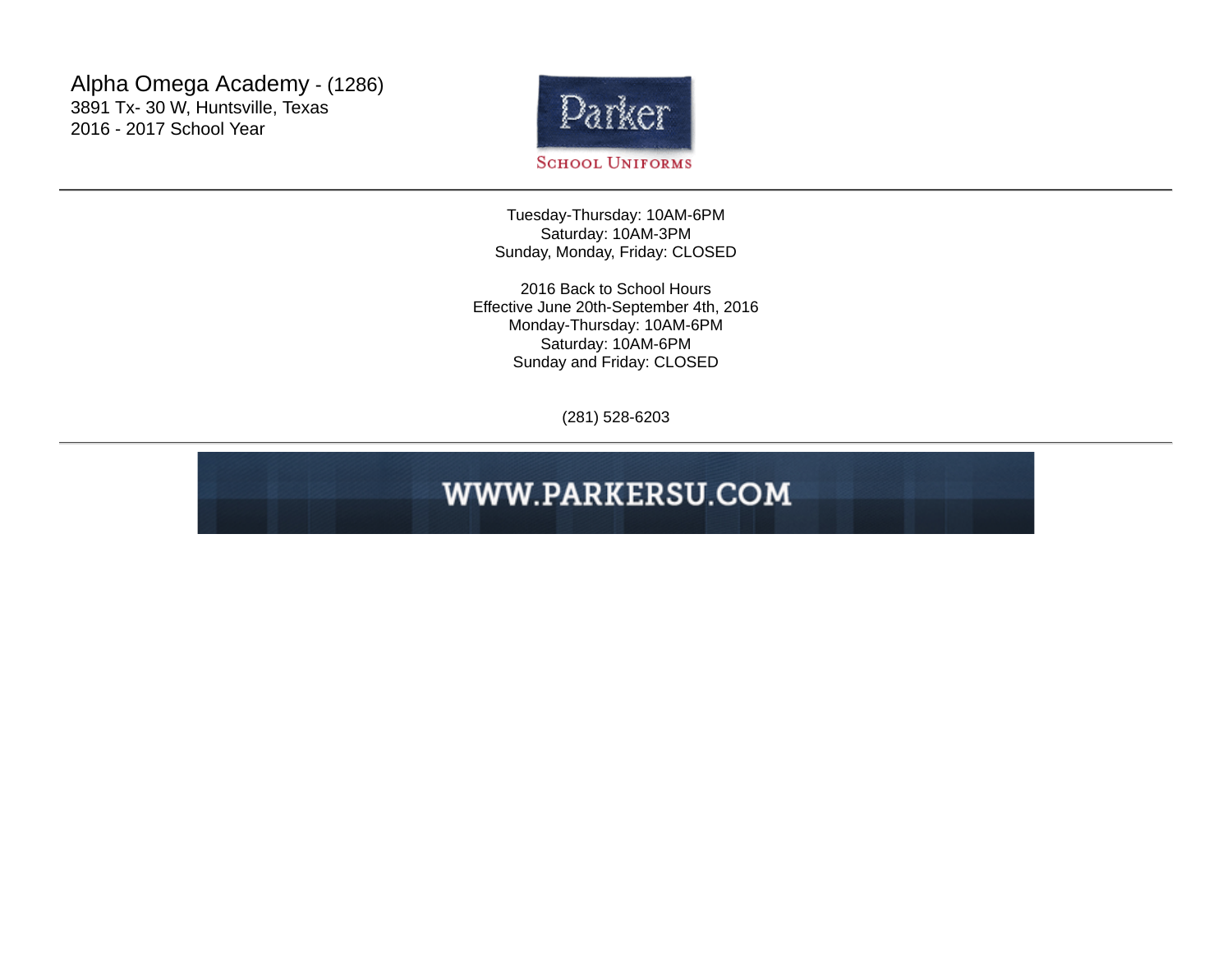Alpha Omega Academy - (1286)
3891 Tx- 30 W, Huntsville, Texas
2016 - 2017 School Year

Parker
SCHOOL UNIFORMS

---

Tuesday-Thursday: 10AM-6PM
Saturday: 10AM-3PM
Sunday, Monday, Friday: CLOSED

2016 Back to School Hours
Effective June 20th-September 4th, 2016
Monday-Thursday: 10AM-6PM
Saturday: 10AM-6PM
Sunday and Friday: CLOSED

(281) 528-6203

---

WWW.PARKERSU.COM